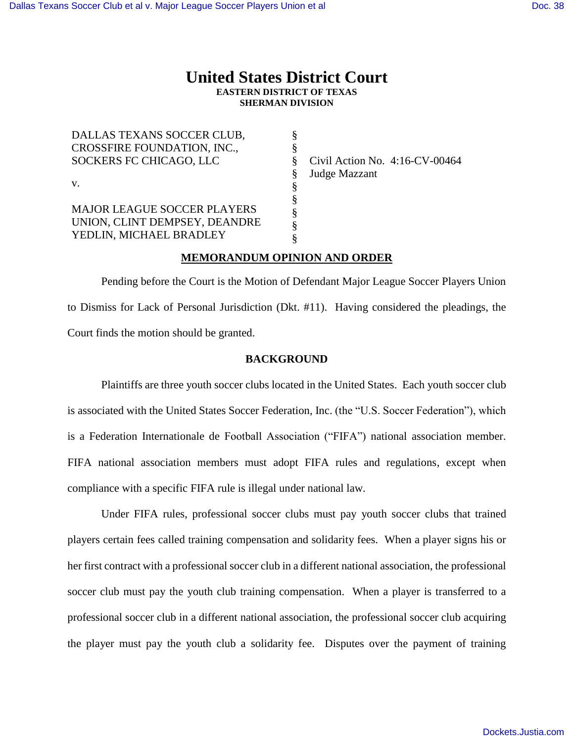# United States District Court
**EASTERN DISTRICT OF TEXAS**
**SHERMAN DIVISION**

| | | |
|---|---|---|
| DALLAS TEXANS SOCCER CLUB, CROSSFIRE FOUNDATION, INC., SOCKERS FC CHICAGO, LLC | § | Civil Action No. 4:16-CV-00464 |
| | § | Judge Mazzant |
| v. | § | |
| MAJOR LEAGUE SOCCER PLAYERS UNION, CLINT DEMPSEY, DEANDRE YEDLIN, MICHAEL BRADLEY | § | |

**MEMORANDUM OPINION AND ORDER**

Pending before the Court is the Motion of Defendant Major League Soccer Players Union to Dismiss for Lack of Personal Jurisdiction (Dkt. #11). Having considered the pleadings, the Court finds the motion should be granted.

**BACKGROUND**

Plaintiffs are three youth soccer clubs located in the United States. Each youth soccer club is associated with the United States Soccer Federation, Inc. (the "U.S. Soccer Federation"), which is a Federation Internationale de Football Association ("FIFA") national association member. FIFA national association members must adopt FIFA rules and regulations, except when compliance with a specific FIFA rule is illegal under national law.

Under FIFA rules, professional soccer clubs must pay youth soccer clubs that trained players certain fees called training compensation and solidarity fees. When a player signs his or her first contract with a professional soccer club in a different national association, the professional soccer club must pay the youth club training compensation. When a player is transferred to a professional soccer club in a different national association, the professional soccer club acquiring the player must pay the youth club a solidarity fee. Disputes over the payment of training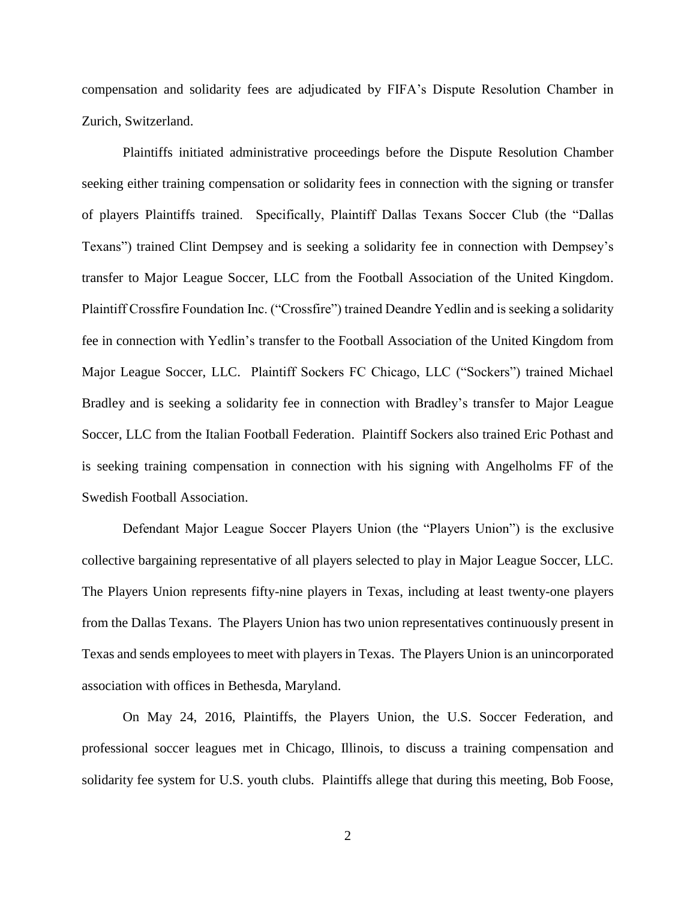compensation and solidarity fees are adjudicated by FIFA's Dispute Resolution Chamber in Zurich, Switzerland.

Plaintiffs initiated administrative proceedings before the Dispute Resolution Chamber seeking either training compensation or solidarity fees in connection with the signing or transfer of players Plaintiffs trained. Specifically, Plaintiff Dallas Texans Soccer Club (the "Dallas Texans") trained Clint Dempsey and is seeking a solidarity fee in connection with Dempsey's transfer to Major League Soccer, LLC from the Football Association of the United Kingdom. Plaintiff Crossfire Foundation Inc. ("Crossfire") trained Deandre Yedlin and is seeking a solidarity fee in connection with Yedlin's transfer to the Football Association of the United Kingdom from Major League Soccer, LLC. Plaintiff Sockers FC Chicago, LLC ("Sockers") trained Michael Bradley and is seeking a solidarity fee in connection with Bradley's transfer to Major League Soccer, LLC from the Italian Football Federation. Plaintiff Sockers also trained Eric Pothast and is seeking training compensation in connection with his signing with Angelholms FF of the Swedish Football Association.

Defendant Major League Soccer Players Union (the "Players Union") is the exclusive collective bargaining representative of all players selected to play in Major League Soccer, LLC. The Players Union represents fifty-nine players in Texas, including at least twenty-one players from the Dallas Texans. The Players Union has two union representatives continuously present in Texas and sends employees to meet with players in Texas. The Players Union is an unincorporated association with offices in Bethesda, Maryland.

On May 24, 2016, Plaintiffs, the Players Union, the U.S. Soccer Federation, and professional soccer leagues met in Chicago, Illinois, to discuss a training compensation and solidarity fee system for U.S. youth clubs. Plaintiffs allege that during this meeting, Bob Foose,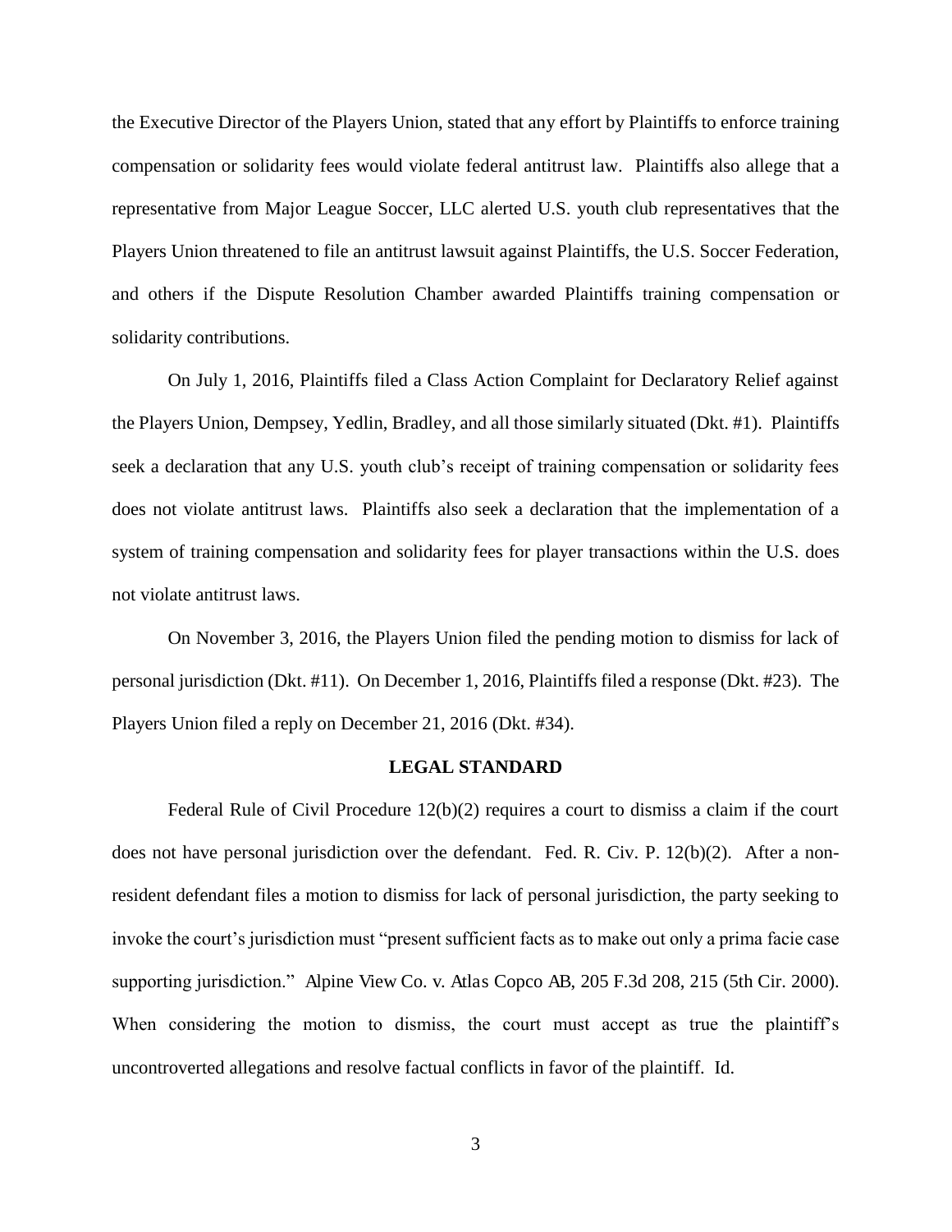the Executive Director of the Players Union, stated that any effort by Plaintiffs to enforce training compensation or solidarity fees would violate federal antitrust law. Plaintiffs also allege that a representative from Major League Soccer, LLC alerted U.S. youth club representatives that the Players Union threatened to file an antitrust lawsuit against Plaintiffs, the U.S. Soccer Federation, and others if the Dispute Resolution Chamber awarded Plaintiffs training compensation or solidarity contributions.

On July 1, 2016, Plaintiffs filed a Class Action Complaint for Declaratory Relief against the Players Union, Dempsey, Yedlin, Bradley, and all those similarly situated (Dkt. #1). Plaintiffs seek a declaration that any U.S. youth club's receipt of training compensation or solidarity fees does not violate antitrust laws. Plaintiffs also seek a declaration that the implementation of a system of training compensation and solidarity fees for player transactions within the U.S. does not violate antitrust laws.

On November 3, 2016, the Players Union filed the pending motion to dismiss for lack of personal jurisdiction (Dkt. #11). On December 1, 2016, Plaintiffs filed a response (Dkt. #23). The Players Union filed a reply on December 21, 2016 (Dkt. #34).

## LEGAL STANDARD

Federal Rule of Civil Procedure 12(b)(2) requires a court to dismiss a claim if the court does not have personal jurisdiction over the defendant. Fed. R. Civ. P. 12(b)(2). After a non-resident defendant files a motion to dismiss for lack of personal jurisdiction, the party seeking to invoke the court's jurisdiction must "present sufficient facts as to make out only a prima facie case supporting jurisdiction." Alpine View Co. v. Atlas Copco AB, 205 F.3d 208, 215 (5th Cir. 2000). When considering the motion to dismiss, the court must accept as true the plaintiff's uncontroverted allegations and resolve factual conflicts in favor of the plaintiff. Id.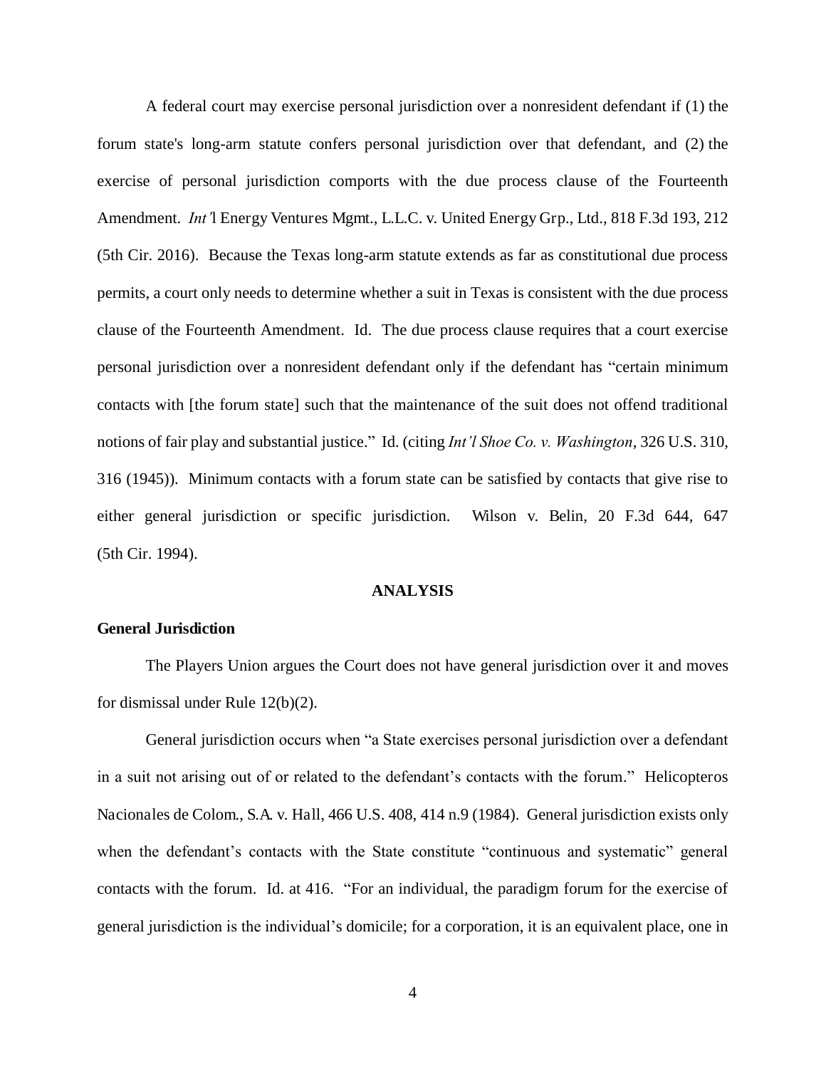A federal court may exercise personal jurisdiction over a nonresident defendant if (1) the forum state's long-arm statute confers personal jurisdiction over that defendant, and (2) the exercise of personal jurisdiction comports with the due process clause of the Fourteenth Amendment. *Int'*l Energy Ventures Mgmt., L.L.C. v. United Energy Grp., Ltd., 818 F.3d 193, 212 (5th Cir. 2016). Because the Texas long-arm statute extends as far as constitutional due process permits, a court only needs to determine whether a suit in Texas is consistent with the due process clause of the Fourteenth Amendment. Id. The due process clause requires that a court exercise personal jurisdiction over a nonresident defendant only if the defendant has "certain minimum contacts with [the forum state] such that the maintenance of the suit does not offend traditional notions of fair play and substantial justice." Id. (citing *Int'l Shoe Co. v. Washington*, 326 U.S. 310, 316 (1945)). Minimum contacts with a forum state can be satisfied by contacts that give rise to either general jurisdiction or specific jurisdiction. Wilson v. Belin, 20 F.3d 644, 647 (5th Cir. 1994).

## ANALYSIS

### General Jurisdiction

The Players Union argues the Court does not have general jurisdiction over it and moves for dismissal under Rule 12(b)(2).

General jurisdiction occurs when "a State exercises personal jurisdiction over a defendant in a suit not arising out of or related to the defendant's contacts with the forum." Helicopteros Nacionales de Colom., S.A. v. Hall, 466 U.S. 408, 414 n.9 (1984). General jurisdiction exists only when the defendant's contacts with the State constitute "continuous and systematic" general contacts with the forum. Id. at 416. "For an individual, the paradigm forum for the exercise of general jurisdiction is the individual's domicile; for a corporation, it is an equivalent place, one in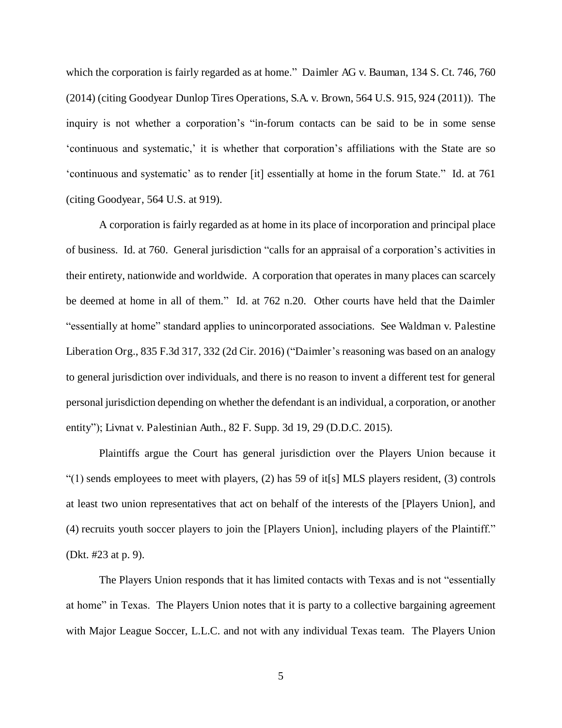which the corporation is fairly regarded as at home." Daimler AG v. Bauman, 134 S. Ct. 746, 760 (2014) (citing Goodyear Dunlop Tires Operations, S.A. v. Brown, 564 U.S. 915, 924 (2011)). The inquiry is not whether a corporation's "in-forum contacts can be said to be in some sense 'continuous and systematic,' it is whether that corporation's affiliations with the State are so 'continuous and systematic' as to render [it] essentially at home in the forum State." Id. at 761 (citing Goodyear, 564 U.S. at 919).

A corporation is fairly regarded as at home in its place of incorporation and principal place of business. Id. at 760. General jurisdiction "calls for an appraisal of a corporation's activities in their entirety, nationwide and worldwide. A corporation that operates in many places can scarcely be deemed at home in all of them." Id. at 762 n.20. Other courts have held that the Daimler "essentially at home" standard applies to unincorporated associations. See Waldman v. Palestine Liberation Org., 835 F.3d 317, 332 (2d Cir. 2016) ("Daimler's reasoning was based on an analogy to general jurisdiction over individuals, and there is no reason to invent a different test for general personal jurisdiction depending on whether the defendant is an individual, a corporation, or another entity"); Livnat v. Palestinian Auth., 82 F. Supp. 3d 19, 29 (D.D.C. 2015).

Plaintiffs argue the Court has general jurisdiction over the Players Union because it "(1) sends employees to meet with players, (2) has 59 of it[s] MLS players resident, (3) controls at least two union representatives that act on behalf of the interests of the [Players Union], and (4) recruits youth soccer players to join the [Players Union], including players of the Plaintiff." (Dkt. #23 at p. 9).

The Players Union responds that it has limited contacts with Texas and is not "essentially at home" in Texas. The Players Union notes that it is party to a collective bargaining agreement with Major League Soccer, L.L.C. and not with any individual Texas team. The Players Union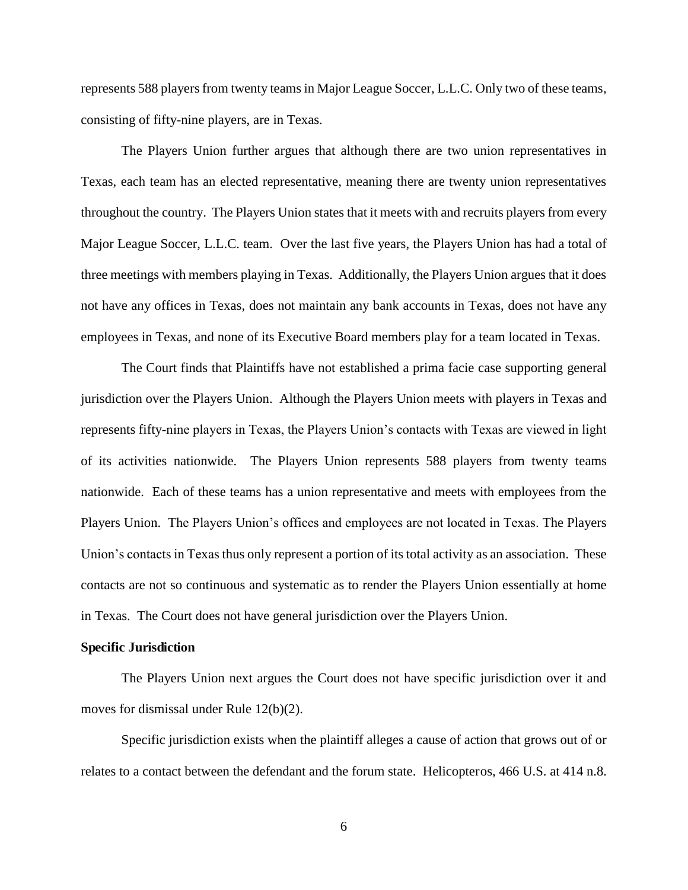represents 588 players from twenty teams in Major League Soccer, L.L.C. Only two of these teams, consisting of fifty-nine players, are in Texas.

The Players Union further argues that although there are two union representatives in Texas, each team has an elected representative, meaning there are twenty union representatives throughout the country. The Players Union states that it meets with and recruits players from every Major League Soccer, L.L.C. team. Over the last five years, the Players Union has had a total of three meetings with members playing in Texas. Additionally, the Players Union argues that it does not have any offices in Texas, does not maintain any bank accounts in Texas, does not have any employees in Texas, and none of its Executive Board members play for a team located in Texas.

The Court finds that Plaintiffs have not established a prima facie case supporting general jurisdiction over the Players Union. Although the Players Union meets with players in Texas and represents fifty-nine players in Texas, the Players Union's contacts with Texas are viewed in light of its activities nationwide. The Players Union represents 588 players from twenty teams nationwide. Each of these teams has a union representative and meets with employees from the Players Union. The Players Union's offices and employees are not located in Texas. The Players Union's contacts in Texas thus only represent a portion of its total activity as an association. These contacts are not so continuous and systematic as to render the Players Union essentially at home in Texas. The Court does not have general jurisdiction over the Players Union.

**Specific Jurisdiction**

The Players Union next argues the Court does not have specific jurisdiction over it and moves for dismissal under Rule 12(b)(2).

Specific jurisdiction exists when the plaintiff alleges a cause of action that grows out of or relates to a contact between the defendant and the forum state. Helicopteros, 466 U.S. at 414 n.8.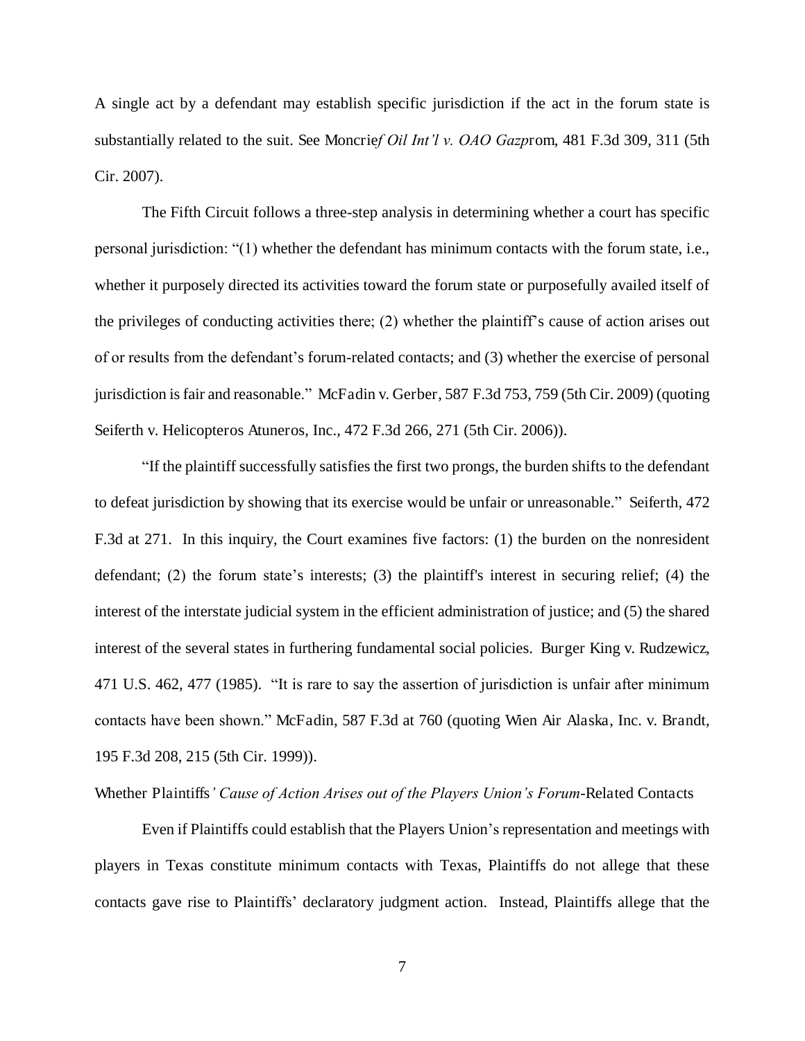A single act by a defendant may establish specific jurisdiction if the act in the forum state is substantially related to the suit. See Moncrie*f Oil Int'l v. OAO Gazp*rom, 481 F.3d 309, 311 (5th Cir. 2007).

The Fifth Circuit follows a three-step analysis in determining whether a court has specific personal jurisdiction: "(1) whether the defendant has minimum contacts with the forum state, i.e., whether it purposely directed its activities toward the forum state or purposefully availed itself of the privileges of conducting activities there; (2) whether the plaintiff's cause of action arises out of or results from the defendant's forum-related contacts; and (3) whether the exercise of personal jurisdiction is fair and reasonable." McFadin v. Gerber, 587 F.3d 753, 759 (5th Cir. 2009) (quoting Seiferth v. Helicopteros Atuneros, Inc., 472 F.3d 266, 271 (5th Cir. 2006)).

"If the plaintiff successfully satisfies the first two prongs, the burden shifts to the defendant to defeat jurisdiction by showing that its exercise would be unfair or unreasonable." Seiferth, 472 F.3d at 271. In this inquiry, the Court examines five factors: (1) the burden on the nonresident defendant; (2) the forum state's interests; (3) the plaintiff's interest in securing relief; (4) the interest of the interstate judicial system in the efficient administration of justice; and (5) the shared interest of the several states in furthering fundamental social policies. Burger King v. Rudzewicz, 471 U.S. 462, 477 (1985). "It is rare to say the assertion of jurisdiction is unfair after minimum contacts have been shown." McFadin, 587 F.3d at 760 (quoting Wien Air Alaska, Inc. v. Brandt, 195 F.3d 208, 215 (5th Cir. 1999)).

Whether Plaintiffs*' Cause of Action Arises out of the Players Union's Forum-*Related Contacts

Even if Plaintiffs could establish that the Players Union's representation and meetings with players in Texas constitute minimum contacts with Texas, Plaintiffs do not allege that these contacts gave rise to Plaintiffs' declaratory judgment action. Instead, Plaintiffs allege that the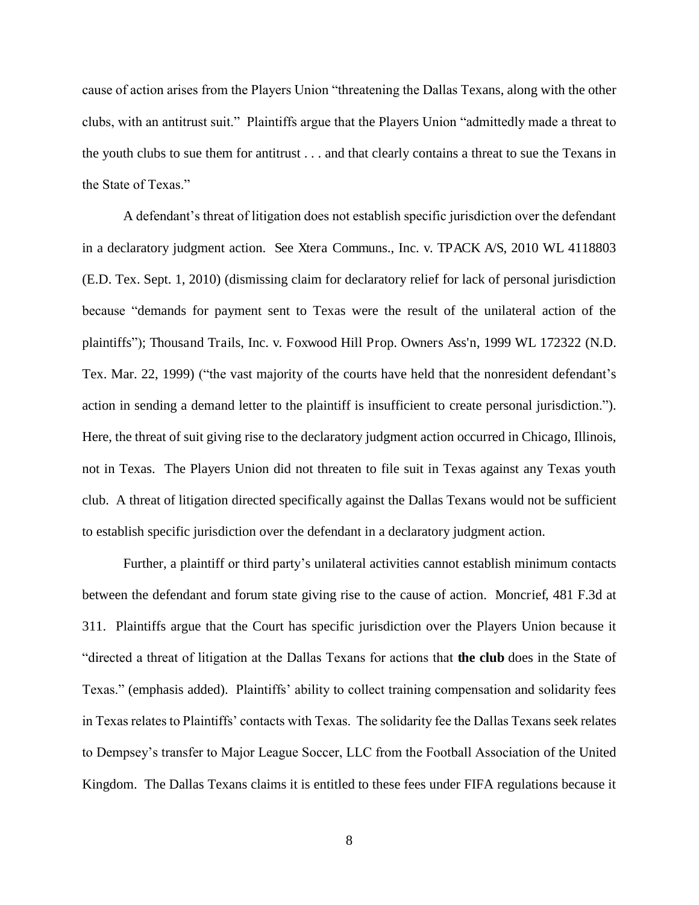cause of action arises from the Players Union "threatening the Dallas Texans, along with the other clubs, with an antitrust suit." Plaintiffs argue that the Players Union "admittedly made a threat to the youth clubs to sue them for antitrust . . . and that clearly contains a threat to sue the Texans in the State of Texas."

A defendant's threat of litigation does not establish specific jurisdiction over the defendant in a declaratory judgment action. See Xtera Communs., Inc. v. TPACK A/S, 2010 WL 4118803 (E.D. Tex. Sept. 1, 2010) (dismissing claim for declaratory relief for lack of personal jurisdiction because "demands for payment sent to Texas were the result of the unilateral action of the plaintiffs"); Thousand Trails, Inc. v. Foxwood Hill Prop. Owners Ass'n, 1999 WL 172322 (N.D. Tex. Mar. 22, 1999) ("the vast majority of the courts have held that the nonresident defendant's action in sending a demand letter to the plaintiff is insufficient to create personal jurisdiction."). Here, the threat of suit giving rise to the declaratory judgment action occurred in Chicago, Illinois, not in Texas. The Players Union did not threaten to file suit in Texas against any Texas youth club. A threat of litigation directed specifically against the Dallas Texans would not be sufficient to establish specific jurisdiction over the defendant in a declaratory judgment action.

Further, a plaintiff or third party's unilateral activities cannot establish minimum contacts between the defendant and forum state giving rise to the cause of action. Moncrief, 481 F.3d at 311. Plaintiffs argue that the Court has specific jurisdiction over the Players Union because it "directed a threat of litigation at the Dallas Texans for actions that **the club** does in the State of Texas." (emphasis added). Plaintiffs' ability to collect training compensation and solidarity fees in Texas relates to Plaintiffs' contacts with Texas. The solidarity fee the Dallas Texans seek relates to Dempsey's transfer to Major League Soccer, LLC from the Football Association of the United Kingdom. The Dallas Texans claims it is entitled to these fees under FIFA regulations because it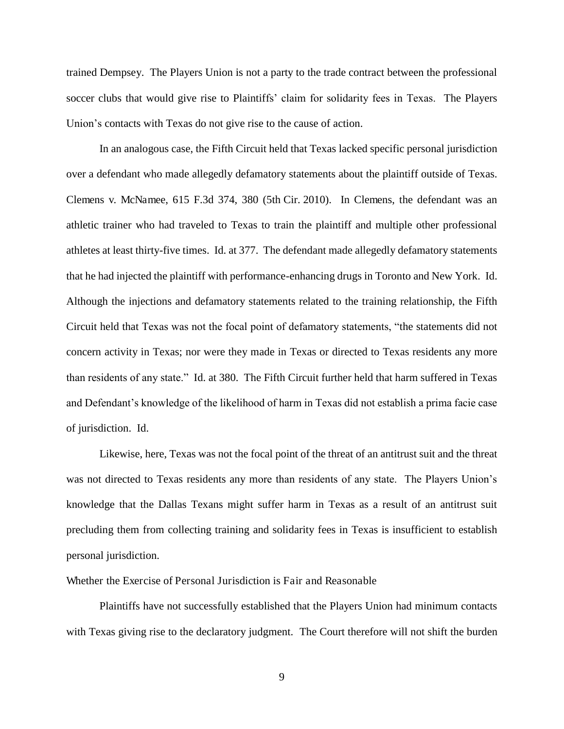trained Dempsey. The Players Union is not a party to the trade contract between the professional soccer clubs that would give rise to Plaintiffs' claim for solidarity fees in Texas. The Players Union's contacts with Texas do not give rise to the cause of action.

In an analogous case, the Fifth Circuit held that Texas lacked specific personal jurisdiction over a defendant who made allegedly defamatory statements about the plaintiff outside of Texas. Clemens v. McNamee, 615 F.3d 374, 380 (5th Cir. 2010). In Clemens, the defendant was an athletic trainer who had traveled to Texas to train the plaintiff and multiple other professional athletes at least thirty-five times. Id. at 377. The defendant made allegedly defamatory statements that he had injected the plaintiff with performance-enhancing drugs in Toronto and New York. Id. Although the injections and defamatory statements related to the training relationship, the Fifth Circuit held that Texas was not the focal point of defamatory statements, "the statements did not concern activity in Texas; nor were they made in Texas or directed to Texas residents any more than residents of any state." Id. at 380. The Fifth Circuit further held that harm suffered in Texas and Defendant's knowledge of the likelihood of harm in Texas did not establish a prima facie case of jurisdiction. Id.

Likewise, here, Texas was not the focal point of the threat of an antitrust suit and the threat was not directed to Texas residents any more than residents of any state. The Players Union's knowledge that the Dallas Texans might suffer harm in Texas as a result of an antitrust suit precluding them from collecting training and solidarity fees in Texas is insufficient to establish personal jurisdiction.

Whether the Exercise of Personal Jurisdiction is Fair and Reasonable

Plaintiffs have not successfully established that the Players Union had minimum contacts with Texas giving rise to the declaratory judgment. The Court therefore will not shift the burden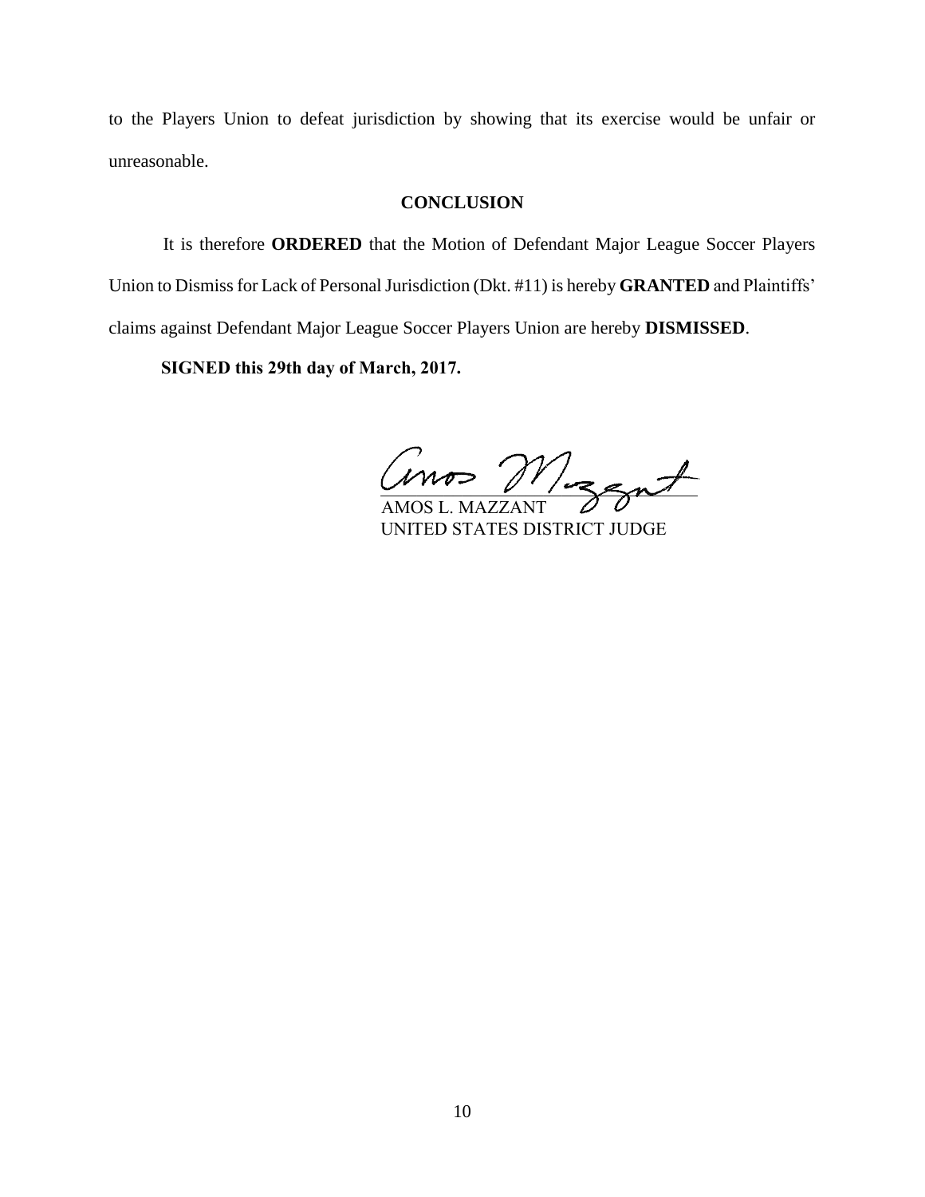to the Players Union to defeat jurisdiction by showing that its exercise would be unfair or unreasonable.

## CONCLUSION

It is therefore **ORDERED** that the Motion of Defendant Major League Soccer Players Union to Dismiss for Lack of Personal Jurisdiction (Dkt. #11) is hereby **GRANTED** and Plaintiffs' claims against Defendant Major League Soccer Players Union are hereby **DISMISSED**.

**SIGNED this 29th day of March, 2017.**

AMOS L. MAZZANT
UNITED STATES DISTRICT JUDGE